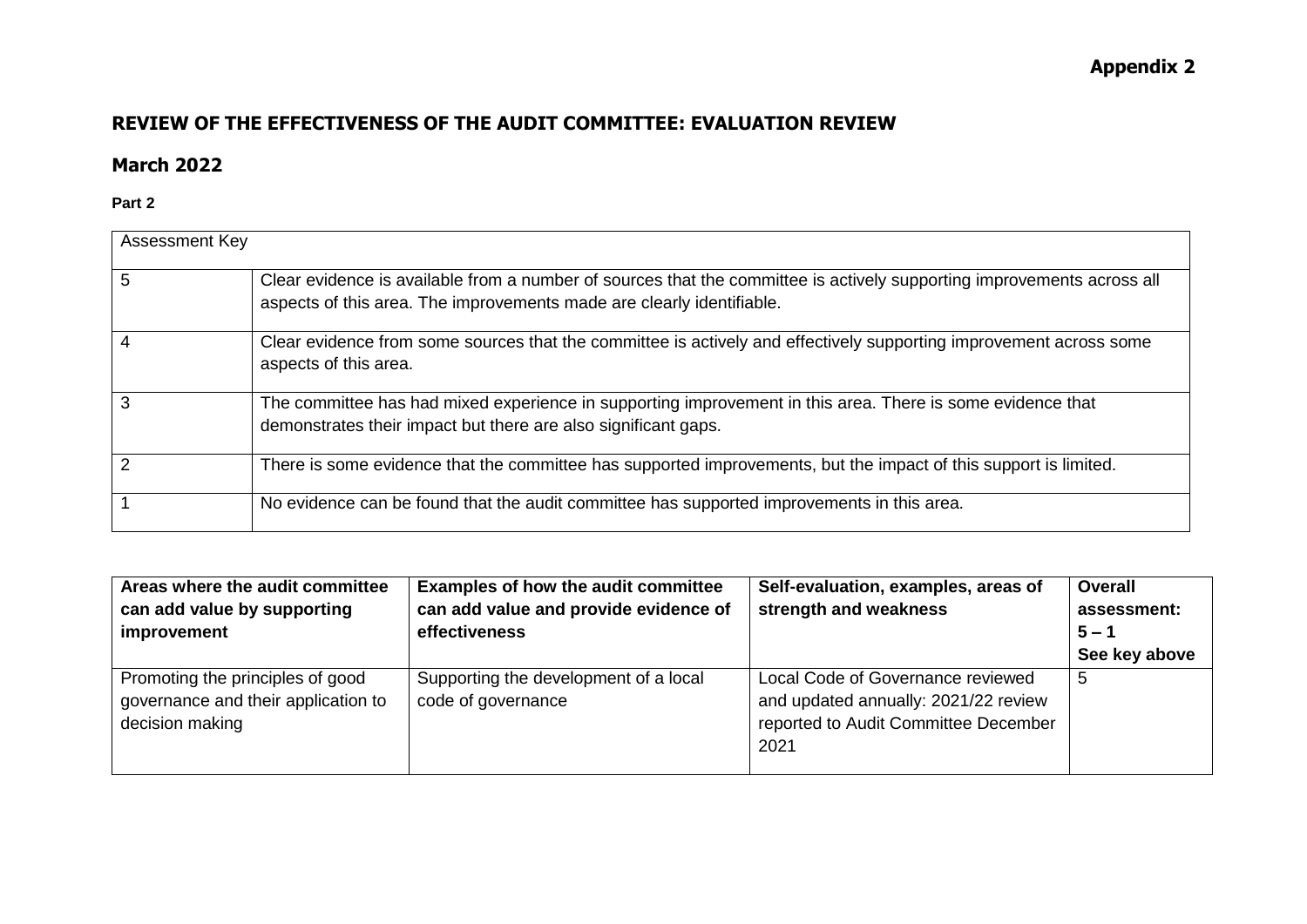**Appendix 2**

# REVIEW OF THE EFFECTIVENESS OF THE AUDIT COMMITTEE: EVALUATION REVIEW

## March 2022

**Part 2**

| Assessment Key | |
|---|---|
| 5 | Clear evidence is available from a number of sources that the committee is actively supporting improvements across all aspects of this area. The improvements made are clearly identifiable. |
| 4 | Clear evidence from some sources that the committee is actively and effectively supporting improvement across some aspects of this area. |
| 3 | The committee has had mixed experience in supporting improvement in this area. There is some evidence that demonstrates their impact but there are also significant gaps. |
| 2 | There is some evidence that the committee has supported improvements, but the impact of this support is limited. |
| 1 | No evidence can be found that the audit committee has supported improvements in this area. |

| Areas where the audit committee can add value by supporting improvement | Examples of how the audit committee can add value and provide evidence of effectiveness | Self-evaluation, examples, areas of strength and weakness | Overall assessment: 5 – 1 See key above |
|---|---|---|---|
| Promoting the principles of good governance and their application to decision making | Supporting the development of a local code of governance | Local Code of Governance reviewed and updated annually: 2021/22 review reported to Audit Committee December 2021 | 5 |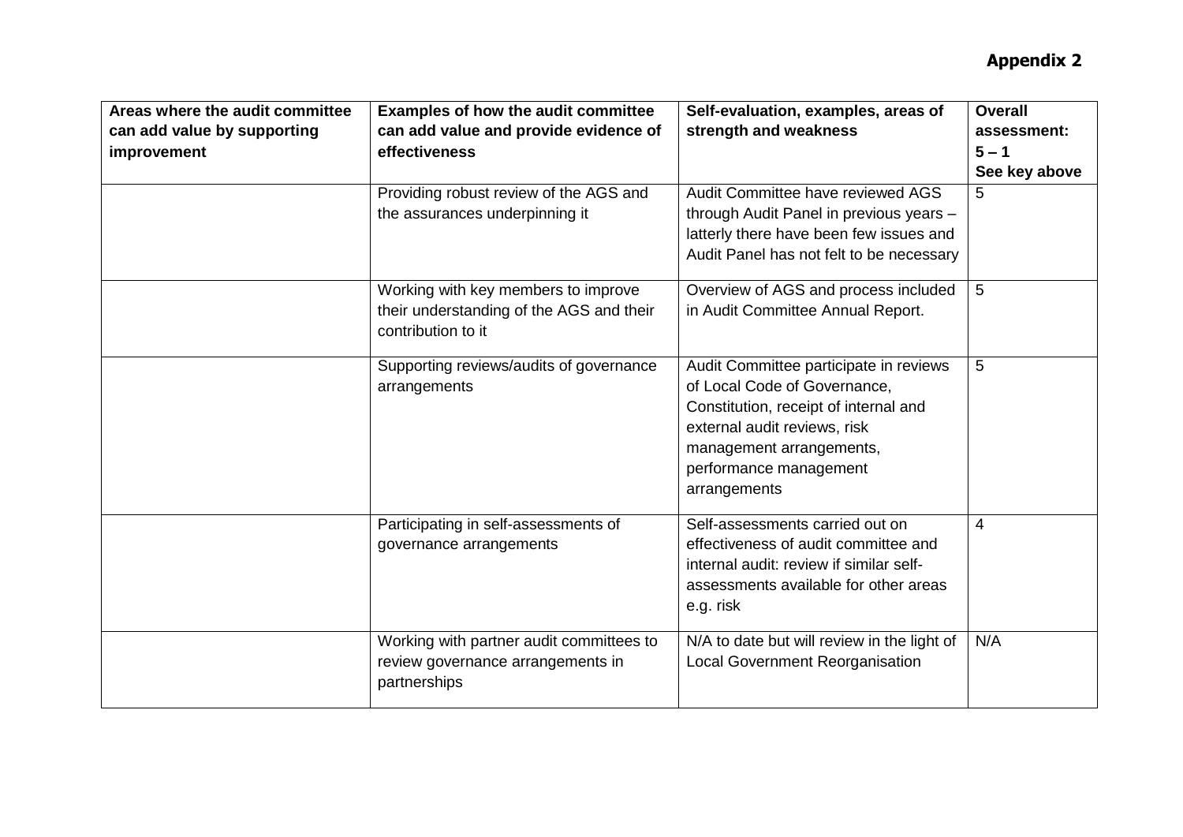**Appendix 2**

| Areas where the audit committee can add value by supporting improvement | Examples of how the audit committee can add value and provide evidence of effectiveness | Self-evaluation, examples, areas of strength and weakness | Overall assessment: 5 – 1 See key above |
|---|---|---|---|
| | Providing robust review of the AGS and the assurances underpinning it | Audit Committee have reviewed AGS through Audit Panel in previous years – latterly there have been few issues and Audit Panel has not felt to be necessary | 5 |
| | Working with key members to improve their understanding of the AGS and their contribution to it | Overview of AGS and process included in Audit Committee Annual Report. | 5 |
| | Supporting reviews/audits of governance arrangements | Audit Committee participate in reviews of Local Code of Governance, Constitution, receipt of internal and external audit reviews, risk management arrangements, performance management arrangements | 5 |
| | Participating in self-assessments of governance arrangements | Self-assessments carried out on effectiveness of audit committee and internal audit: review if similar self-assessments available for other areas e.g. risk | 4 |
| | Working with partner audit committees to review governance arrangements in partnerships | N/A to date but will review in the light of Local Government Reorganisation | N/A |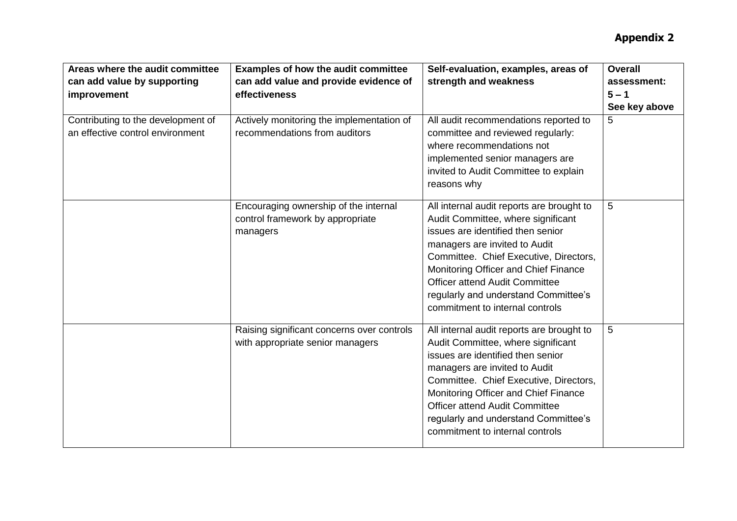**Appendix 2**

| Areas where the audit committee can add value by supporting improvement | Examples of how the audit committee can add value and provide evidence of effectiveness | Self-evaluation, examples, areas of strength and weakness | Overall assessment: 5 – 1 See key above |
|---|---|---|---|
| Contributing to the development of an effective control environment | Actively monitoring the implementation of recommendations from auditors | All audit recommendations reported to committee and reviewed regularly: where recommendations not implemented senior managers are invited to Audit Committee to explain reasons why | 5 |
| | Encouraging ownership of the internal control framework by appropriate managers | All internal audit reports are brought to Audit Committee, where significant issues are identified then senior managers are invited to Audit Committee. Chief Executive, Directors, Monitoring Officer and Chief Finance Officer attend Audit Committee regularly and understand Committee's commitment to internal controls | 5 |
| | Raising significant concerns over controls with appropriate senior managers | All internal audit reports are brought to Audit Committee, where significant issues are identified then senior managers are invited to Audit Committee. Chief Executive, Directors, Monitoring Officer and Chief Finance Officer attend Audit Committee regularly and understand Committee's commitment to internal controls | 5 |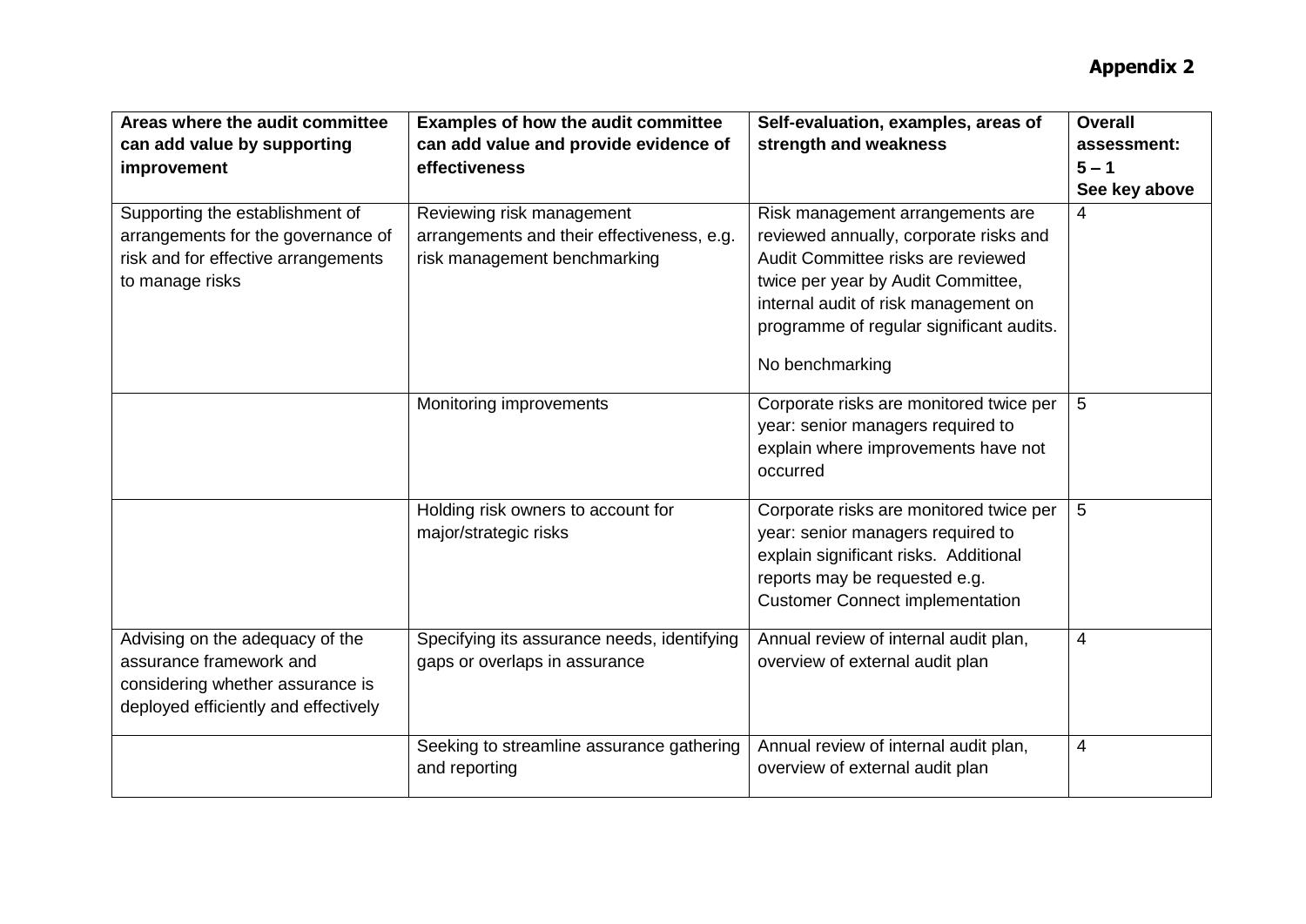**Appendix 2**

| Areas where the audit committee can add value by supporting improvement | Examples of how the audit committee can add value and provide evidence of effectiveness | Self-evaluation, examples, areas of strength and weakness | Overall assessment: 5 – 1 See key above |
|---|---|---|---|
| Supporting the establishment of arrangements for the governance of risk and for effective arrangements to manage risks | Reviewing risk management arrangements and their effectiveness, e.g. risk management benchmarking | Risk management arrangements are reviewed annually, corporate risks and Audit Committee risks are reviewed twice per year by Audit Committee, internal audit of risk management on programme of regular significant audits.<br><br>No benchmarking | 4 |
| | Monitoring improvements | Corporate risks are monitored twice per year: senior managers required to explain where improvements have not occurred | 5 |
| | Holding risk owners to account for major/strategic risks | Corporate risks are monitored twice per year: senior managers required to explain significant risks. Additional reports may be requested e.g. Customer Connect implementation | 5 |
| Advising on the adequacy of the assurance framework and considering whether assurance is deployed efficiently and effectively | Specifying its assurance needs, identifying gaps or overlaps in assurance | Annual review of internal audit plan, overview of external audit plan | 4 |
| | Seeking to streamline assurance gathering and reporting | Annual review of internal audit plan, overview of external audit plan | 4 |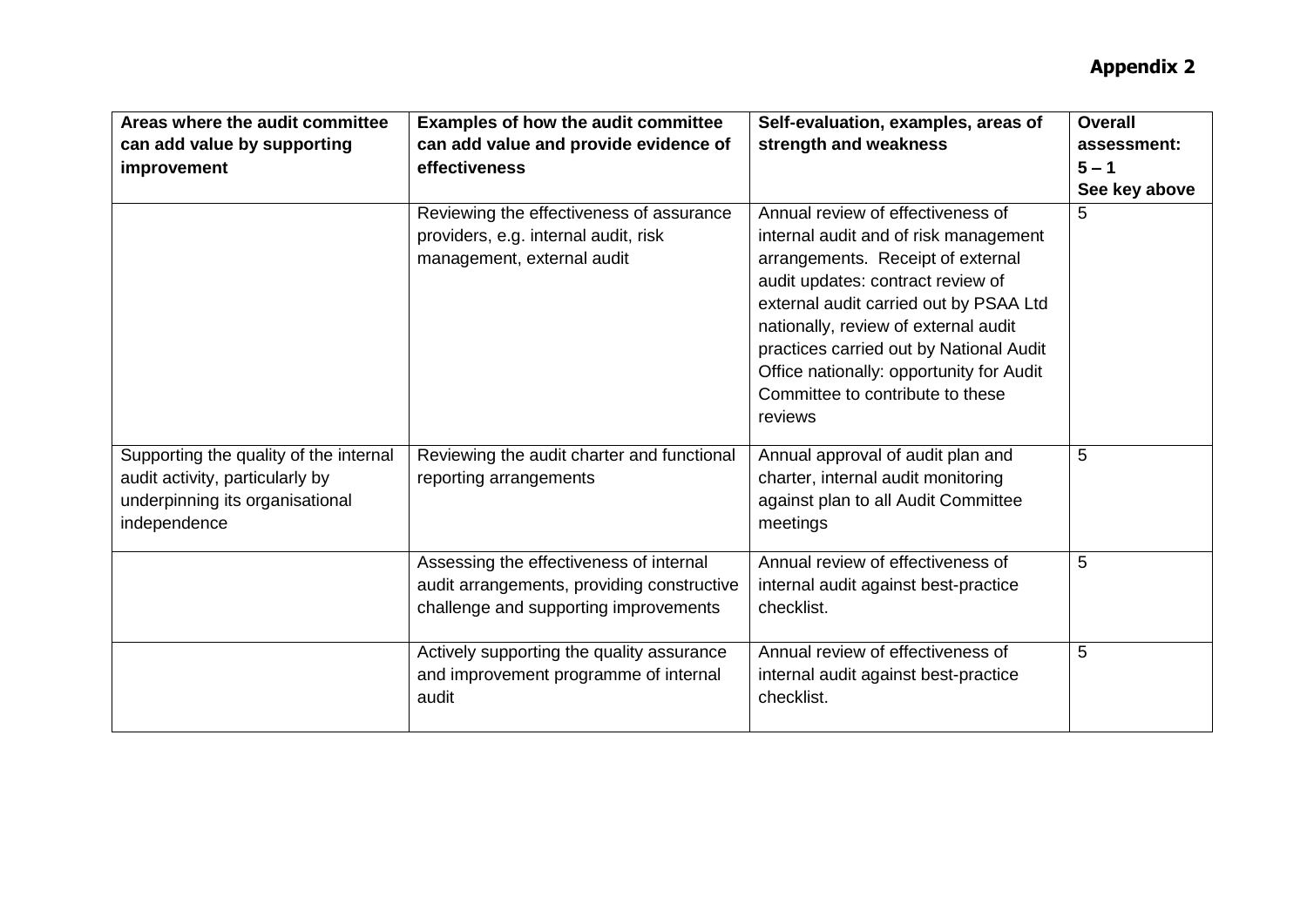**Appendix 2**

| Areas where the audit committee can add value by supporting improvement | Examples of how the audit committee can add value and provide evidence of effectiveness | Self-evaluation, examples, areas of strength and weakness | Overall assessment: 5 – 1 See key above |
|---|---|---|---|
| | Reviewing the effectiveness of assurance providers, e.g. internal audit, risk management, external audit | Annual review of effectiveness of internal audit and of risk management arrangements. Receipt of external audit updates: contract review of external audit carried out by PSAA Ltd nationally, review of external audit practices carried out by National Audit Office nationally: opportunity for Audit Committee to contribute to these reviews | 5 |
| Supporting the quality of the internal audit activity, particularly by underpinning its organisational independence | Reviewing the audit charter and functional reporting arrangements | Annual approval of audit plan and charter, internal audit monitoring against plan to all Audit Committee meetings | 5 |
| | Assessing the effectiveness of internal audit arrangements, providing constructive challenge and supporting improvements | Annual review of effectiveness of internal audit against best-practice checklist. | 5 |
| | Actively supporting the quality assurance and improvement programme of internal audit | Annual review of effectiveness of internal audit against best-practice checklist. | 5 |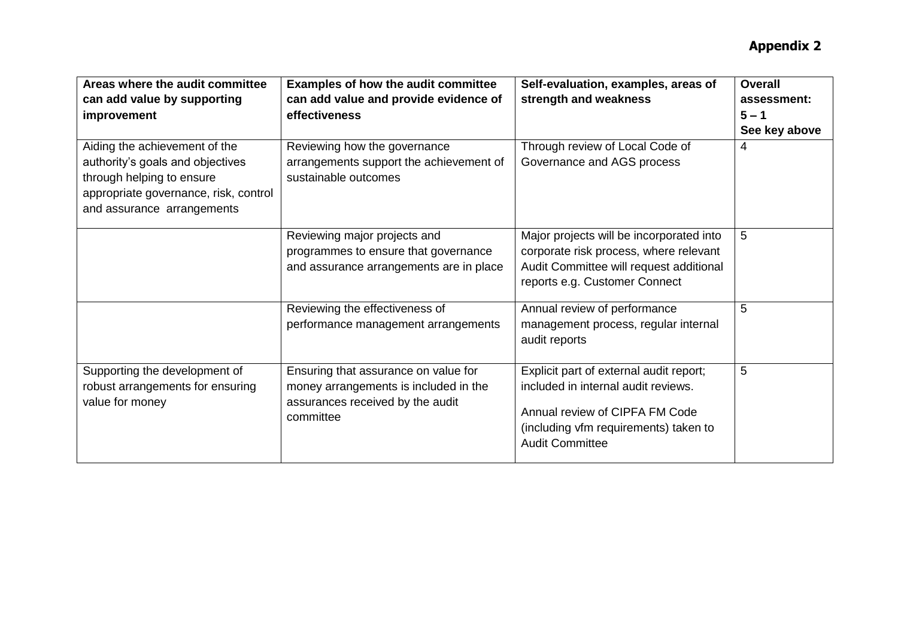**Appendix 2**

| Areas where the audit committee can add value by supporting improvement | Examples of how the audit committee can add value and provide evidence of effectiveness | Self-evaluation, examples, areas of strength and weakness | Overall assessment: 5 – 1 See key above |
|---|---|---|---|
| Aiding the achievement of the authority's goals and objectives through helping to ensure appropriate governance, risk, control and assurance arrangements | Reviewing how the governance arrangements support the achievement of sustainable outcomes | Through review of Local Code of Governance and AGS process | 4 |
| | Reviewing major projects and programmes to ensure that governance and assurance arrangements are in place | Major projects will be incorporated into corporate risk process, where relevant Audit Committee will request additional reports e.g. Customer Connect | 5 |
| | Reviewing the effectiveness of performance management arrangements | Annual review of performance management process, regular internal audit reports | 5 |
| Supporting the development of robust arrangements for ensuring value for money | Ensuring that assurance on value for money arrangements is included in the assurances received by the audit committee | Explicit part of external audit report; included in internal audit reviews.<br><br>Annual review of CIPFA FM Code (including vfm requirements) taken to Audit Committee | 5 |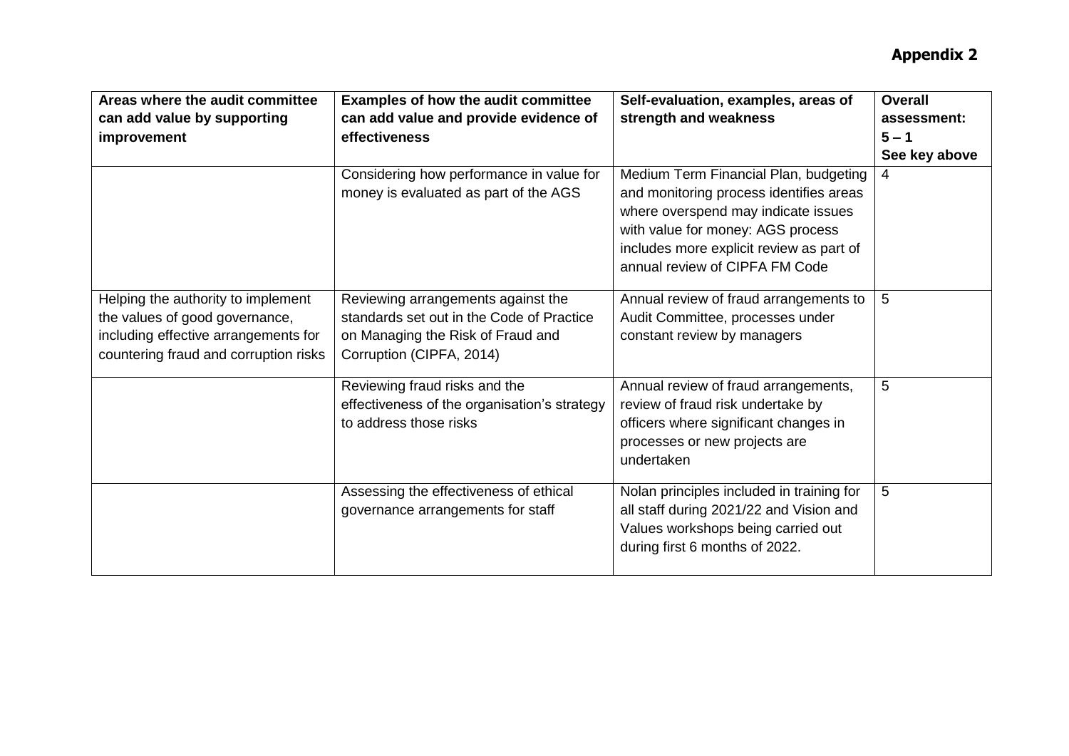**Appendix 2**

| Areas where the audit committee can add value by supporting improvement | Examples of how the audit committee can add value and provide evidence of effectiveness | Self-evaluation, examples, areas of strength and weakness | Overall assessment: 5 – 1 See key above |
|---|---|---|---|
| | Considering how performance in value for money is evaluated as part of the AGS | Medium Term Financial Plan, budgeting and monitoring process identifies areas where overspend may indicate issues with value for money: AGS process includes more explicit review as part of annual review of CIPFA FM Code | 4 |
| Helping the authority to implement the values of good governance, including effective arrangements for countering fraud and corruption risks | Reviewing arrangements against the standards set out in the Code of Practice on Managing the Risk of Fraud and Corruption (CIPFA, 2014) | Annual review of fraud arrangements to Audit Committee, processes under constant review by managers | 5 |
| | Reviewing fraud risks and the effectiveness of the organisation's strategy to address those risks | Annual review of fraud arrangements, review of fraud risk undertake by officers where significant changes in processes or new projects are undertaken | 5 |
| | Assessing the effectiveness of ethical governance arrangements for staff | Nolan principles included in training for all staff during 2021/22 and Vision and Values workshops being carried out during first 6 months of 2022. | 5 |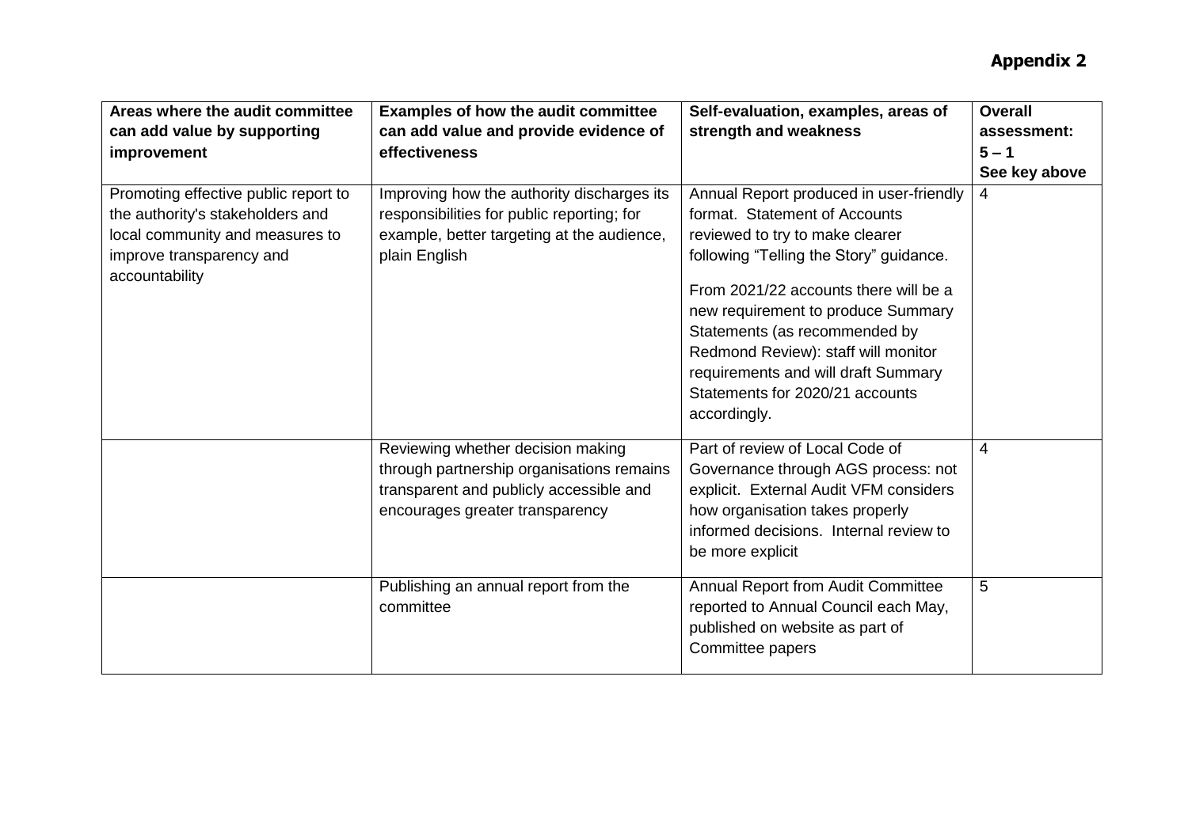**Appendix 2**

| Areas where the audit committee can add value by supporting improvement | Examples of how the audit committee can add value and provide evidence of effectiveness | Self-evaluation, examples, areas of strength and weakness | Overall assessment: 5 – 1 See key above |
|---|---|---|---|
| Promoting effective public report to the authority's stakeholders and local community and measures to improve transparency and accountability | Improving how the authority discharges its responsibilities for public reporting; for example, better targeting at the audience, plain English | Annual Report produced in user-friendly format. Statement of Accounts reviewed to try to make clearer following "Telling the Story" guidance.<br><br>From 2021/22 accounts there will be a new requirement to produce Summary Statements (as recommended by Redmond Review): staff will monitor requirements and will draft Summary Statements for 2020/21 accounts accordingly. | 4 |
| | Reviewing whether decision making through partnership organisations remains transparent and publicly accessible and encourages greater transparency | Part of review of Local Code of Governance through AGS process: not explicit. External Audit VFM considers how organisation takes properly informed decisions. Internal review to be more explicit | 4 |
| | Publishing an annual report from the committee | Annual Report from Audit Committee reported to Annual Council each May, published on website as part of Committee papers | 5 |